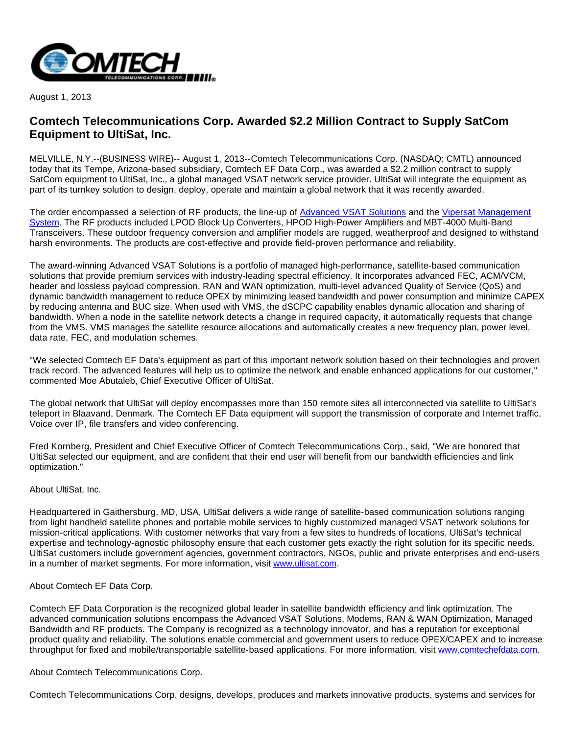August 1, 2013

# Comtech Telecommunications Corp. Awarded $2.2 Million Contract to Supply SatCom Equipment to UltiSat, Inc.

MELVILLE, N.Y.--(BUSINESS WIRE)-- August 1, 2013--Comtech Telecommunications Corp. (NASDAQ: CMTL) announced today that its Tempe, Arizona-based subsidiary, Comtech EF Data Corp., was awarded a $2.2 million contract to supply SatCom equipment to UltiSat, Inc., a global managed VSAT network service provider. UltiSat will integrate the equipment as part of its turnkey solution to design, deploy, operate and maintain a global network that it was recently awarded.

The order encompassed a selection of RF products, the line-up of Advanced VSAT Solutions and the Vipersat Management System. The RF products included LPOD Block Up Converters, HPOD High-Power Amplifiers and MBT-4000 Multi-Band Transceivers. These outdoor frequency conversion and amplifier models are rugged, weatherproof and designed to withstand harsh environments. The products are cost-effective and provide field-proven performance and reliability.

The award-winning Advanced VSAT Solutions is a portfolio of managed high-performance, satellite-based communication solutions that provide premium services with industry-leading spectral efficiency. It incorporates advanced FEC, ACM/VCM, header and lossless payload compression, RAN and WAN optimization, multi-level advanced Quality of Service (QoS) and dynamic bandwidth management to reduce OPEX by minimizing leased bandwidth and power consumption and minimize CAPEX by reducing antenna and BUC size. When used with VMS, the dSCPC capability enables dynamic allocation and sharing of bandwidth. When a node in the satellite network detects a change in required capacity, it automatically requests that change from the VMS. VMS manages the satellite resource allocations and automatically creates a new frequency plan, power level, data rate, FEC, and modulation schemes.

"We selected Comtech EF Data's equipment as part of this important network solution based on their technologies and proven track record. The advanced features will help us to optimize the network and enable enhanced applications for our customer," commented Moe Abutaleb, Chief Executive Officer of UltiSat.

The global network that UltiSat will deploy encompasses more than 150 remote sites all interconnected via satellite to UltiSat's teleport in Blaavand, Denmark. The Comtech EF Data equipment will support the transmission of corporate and Internet traffic, Voice over IP, file transfers and video conferencing.

Fred Kornberg, President and Chief Executive Officer of Comtech Telecommunications Corp., said, "We are honored that UltiSat selected our equipment, and are confident that their end user will benefit from our bandwidth efficiencies and link optimization."

About UltiSat, Inc.

Headquartered in Gaithersburg, MD, USA, UltiSat delivers a wide range of satellite-based communication solutions ranging from light handheld satellite phones and portable mobile services to highly customized managed VSAT network solutions for mission-critical applications. With customer networks that vary from a few sites to hundreds of locations, UltiSat's technical expertise and technology-agnostic philosophy ensure that each customer gets exactly the right solution for its specific needs. UltiSat customers include government agencies, government contractors, NGOs, public and private enterprises and end-users in a number of market segments. For more information, visit www.ultisat.com.

About Comtech EF Data Corp.

Comtech EF Data Corporation is the recognized global leader in satellite bandwidth efficiency and link optimization. The advanced communication solutions encompass the Advanced VSAT Solutions, Modems, RAN & WAN Optimization, Managed Bandwidth and RF products. The Company is recognized as a technology innovator, and has a reputation for exceptional product quality and reliability. The solutions enable commercial and government users to reduce OPEX/CAPEX and to increase throughput for fixed and mobile/transportable satellite-based applications. For more information, visit www.comtechefdata.com.

About Comtech Telecommunications Corp.

Comtech Telecommunications Corp. designs, develops, produces and markets innovative products, systems and services for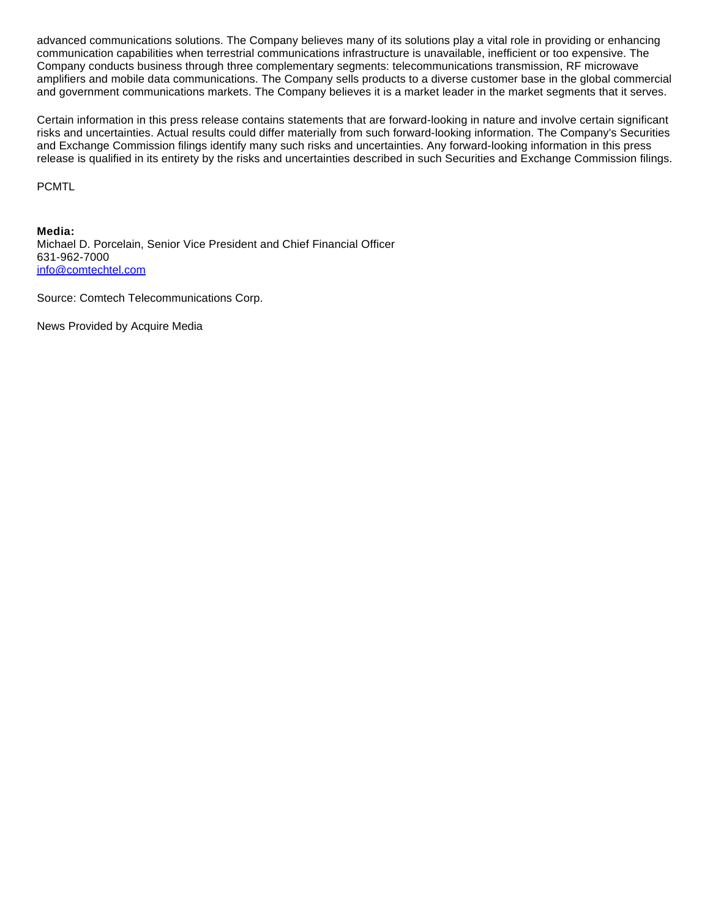advanced communications solutions. The Company believes many of its solutions play a vital role in providing or enhancing communication capabilities when terrestrial communications infrastructure is unavailable, inefficient or too expensive. The Company conducts business through three complementary segments: telecommunications transmission, RF microwave amplifiers and mobile data communications. The Company sells products to a diverse customer base in the global commercial and government communications markets. The Company believes it is a market leader in the market segments that it serves.

Certain information in this press release contains statements that are forward-looking in nature and involve certain significant risks and uncertainties. Actual results could differ materially from such forward-looking information. The Company's Securities and Exchange Commission filings identify many such risks and uncertainties. Any forward-looking information in this press release is qualified in its entirety by the risks and uncertainties described in such Securities and Exchange Commission filings.

PCMTL

**Media:**
Michael D. Porcelain, Senior Vice President and Chief Financial Officer
631-962-7000
info@comtechtel.com

Source: Comtech Telecommunications Corp.

News Provided by Acquire Media